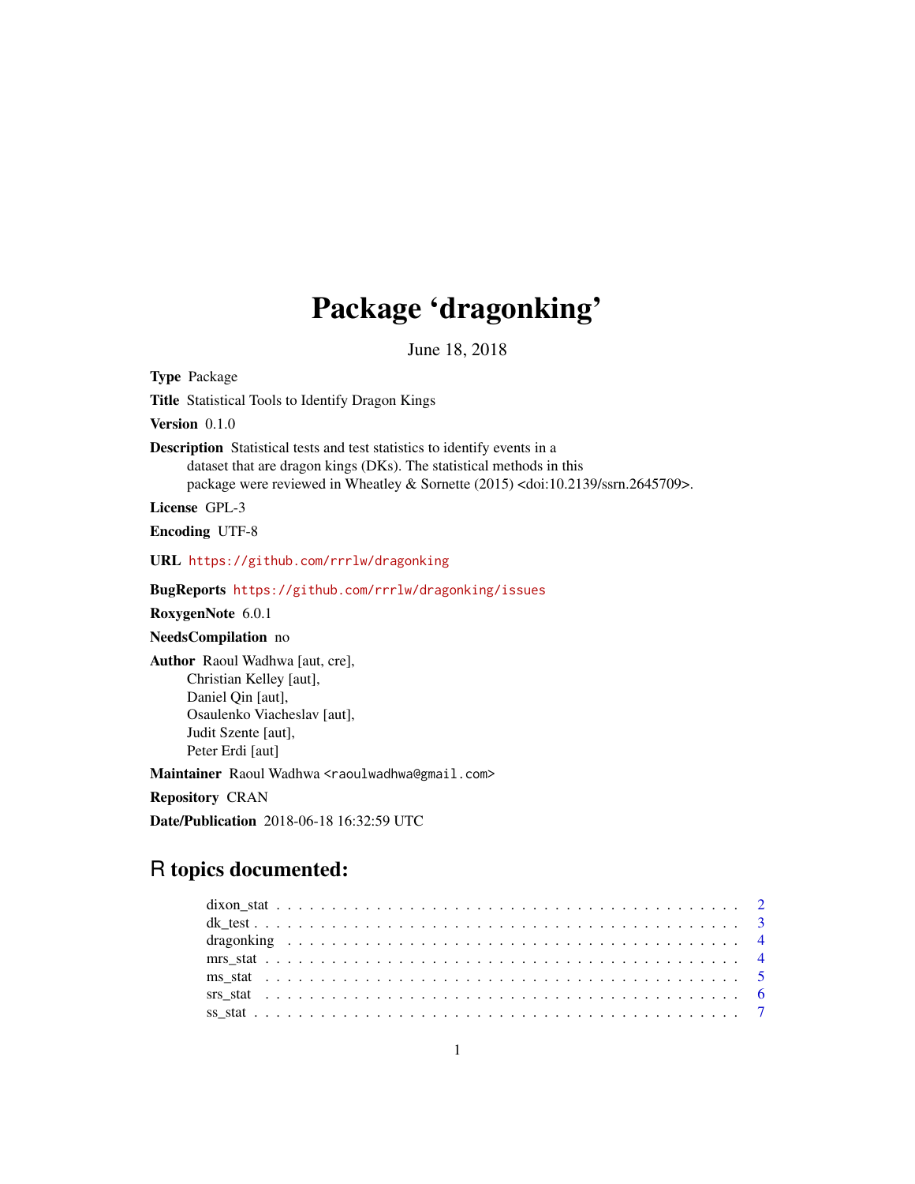# Package 'dragonking'

June 18, 2018

**Type** Package

**Title** Statistical Tools to Identify Dragon Kings

**Version** 0.1.0

**Description** Statistical tests and test statistics to identify events in a dataset that are dragon kings (DKs). The statistical methods in this package were reviewed in Wheatley & Sornette (2015) <doi:10.2139/ssrn.2645709>.

**License** GPL-3

**Encoding** UTF-8

**URL** https://github.com/rrrlw/dragonking

**BugReports** https://github.com/rrrlw/dragonking/issues

**RoxygenNote** 6.0.1

**NeedsCompilation** no

**Author** Raoul Wadhwa [aut, cre], Christian Kelley [aut], Daniel Qin [aut], Osaulenko Viacheslav [aut], Judit Szente [aut], Peter Erdi [aut]

**Maintainer** Raoul Wadhwa <raoulwadhwa@gmail.com>

**Repository** CRAN

**Date/Publication** 2018-06-18 16:32:59 UTC

## R topics documented:

- dixon_stat . . . . . . . . . . 2
- dk_test . . . . . . . . . . 3
- dragonking . . . . . . . . . . 4
- mrs_stat . . . . . . . . . . 4
- ms_stat . . . . . . . . . . 5
- srs_stat . . . . . . . . . . 6
- ss_stat . . . . . . . . . . 7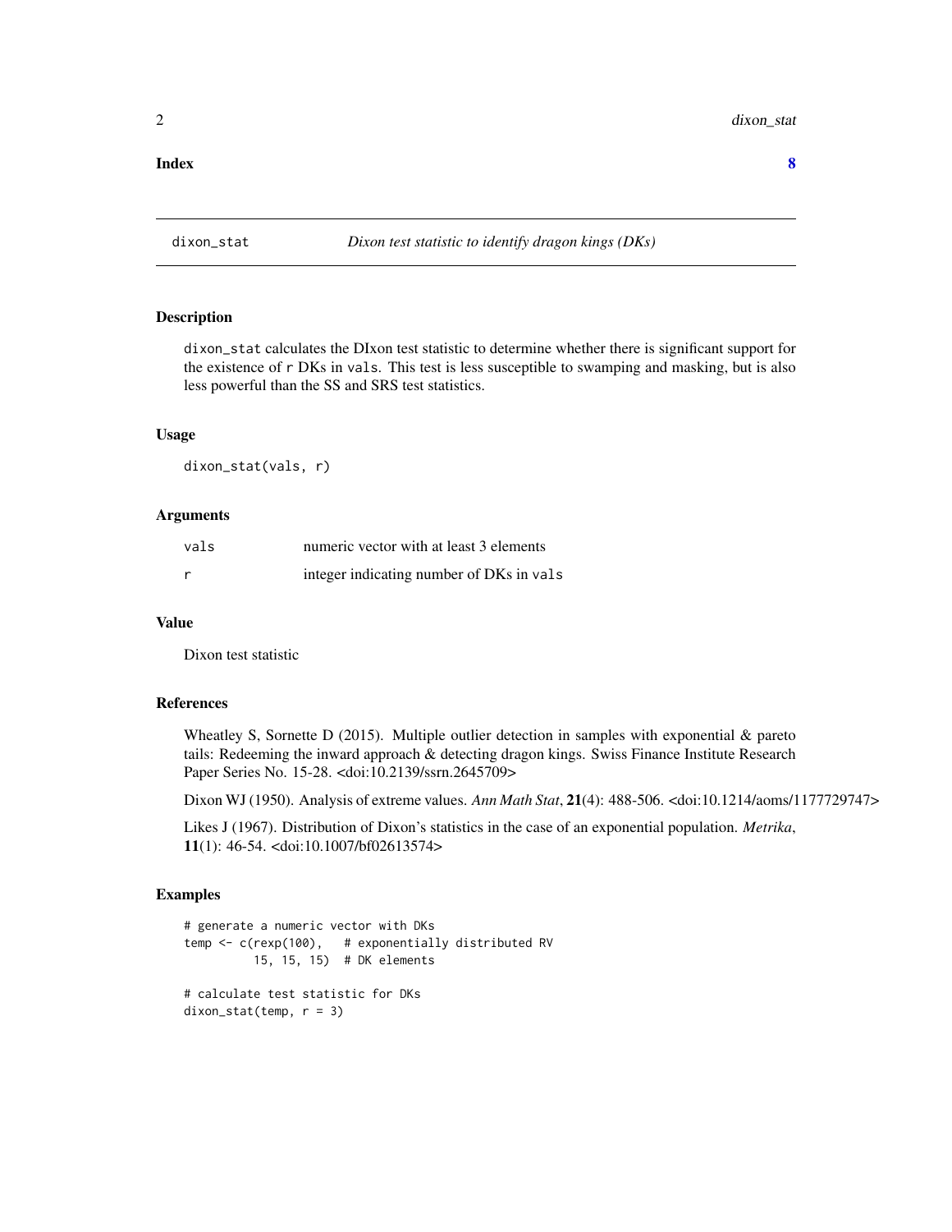**Index** **8**

## dixon_stat — *Dixon test statistic to identify dragon kings (DKs)*

### Description

dixon_stat calculates the DIxon test statistic to determine whether there is significant support for the existence of r DKs in vals. This test is less susceptible to swamping and masking, but is also less powerful than the SS and SRS test statistics.

### Usage

```
dixon_stat(vals, r)
```

### Arguments

| | |
|---|---|
| vals | numeric vector with at least 3 elements |
| r | integer indicating number of DKs in vals |

### Value

Dixon test statistic

### References

Wheatley S, Sornette D (2015). Multiple outlier detection in samples with exponential & pareto tails: Redeeming the inward approach & detecting dragon kings. Swiss Finance Institute Research Paper Series No. 15-28. <doi:10.2139/ssrn.2645709>

Dixon WJ (1950). Analysis of extreme values. *Ann Math Stat*, **21**(4): 488-506. <doi:10.1214/aoms/1177729747>

Likes J (1967). Distribution of Dixon's statistics in the case of an exponential population. *Metrika*, **11**(1): 46-54. <doi:10.1007/bf02613574>

### Examples

```
# generate a numeric vector with DKs
temp <- c(rexp(100),   # exponentially distributed RV
          15, 15, 15)  # DK elements

# calculate test statistic for DKs
dixon_stat(temp, r = 3)
```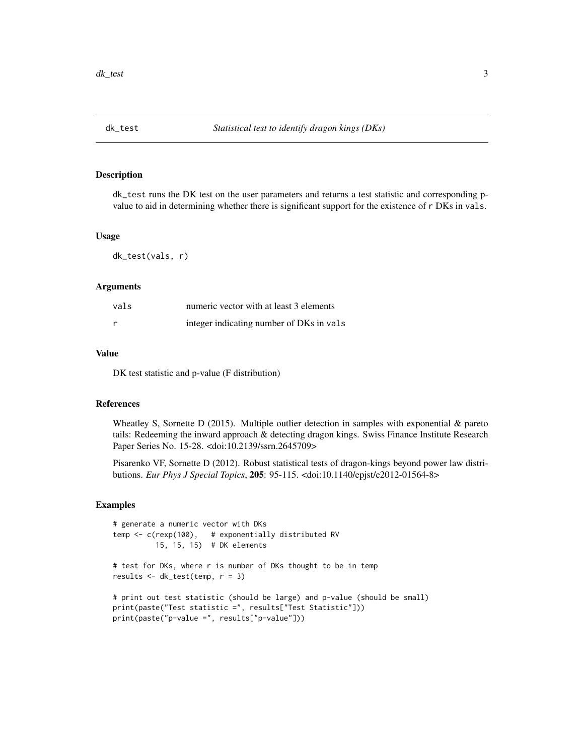## dk_test — *Statistical test to identify dragon kings (DKs)*

### Description

`dk_test` runs the DK test on the user parameters and returns a test statistic and corresponding p-value to aid in determining whether there is significant support for the existence of `r` DKs in `vals`.

### Usage

```
dk_test(vals, r)
```

### Arguments

| | |
|---|---|
| `vals` | numeric vector with at least 3 elements |
| `r` | integer indicating number of DKs in `vals` |

### Value

DK test statistic and p-value (F distribution)

### References

Wheatley S, Sornette D (2015). Multiple outlier detection in samples with exponential & pareto tails: Redeeming the inward approach & detecting dragon kings. Swiss Finance Institute Research Paper Series No. 15-28. <doi:10.2139/ssrn.2645709>

Pisarenko VF, Sornette D (2012). Robust statistical tests of dragon-kings beyond power law distributions. *Eur Phys J Special Topics*, **205**: 95-115. <doi:10.1140/epjst/e2012-01564-8>

### Examples

```
# generate a numeric vector with DKs
temp <- c(rexp(100),   # exponentially distributed RV
          15, 15, 15)  # DK elements

# test for DKs, where r is number of DKs thought to be in temp
results <- dk_test(temp, r = 3)

# print out test statistic (should be large) and p-value (should be small)
print(paste("Test statistic =", results["Test Statistic"]))
print(paste("p-value =", results["p-value"]))
```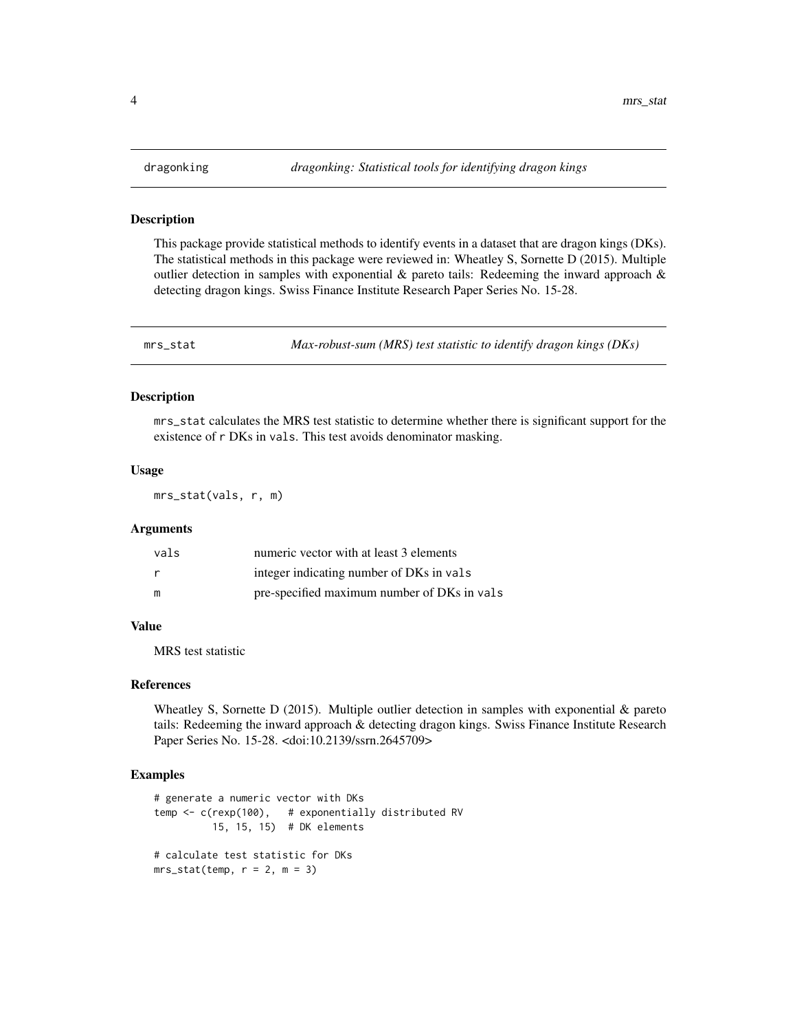## dragonking — *dragonking: Statistical tools for identifying dragon kings*

### Description

This package provide statistical methods to identify events in a dataset that are dragon kings (DKs). The statistical methods in this package were reviewed in: Wheatley S, Sornette D (2015). Multiple outlier detection in samples with exponential & pareto tails: Redeeming the inward approach & detecting dragon kings. Swiss Finance Institute Research Paper Series No. 15-28.

## mrs_stat — *Max-robust-sum (MRS) test statistic to identify dragon kings (DKs)*

### Description

`mrs_stat` calculates the MRS test statistic to determine whether there is significant support for the existence of `r` DKs in `vals`. This test avoids denominator masking.

### Usage

```
mrs_stat(vals, r, m)
```

### Arguments

| | |
|---|---|
| `vals` | numeric vector with at least 3 elements |
| `r` | integer indicating number of DKs in `vals` |
| `m` | pre-specified maximum number of DKs in `vals` |

### Value

MRS test statistic

### References

Wheatley S, Sornette D (2015). Multiple outlier detection in samples with exponential & pareto tails: Redeeming the inward approach & detecting dragon kings. Swiss Finance Institute Research Paper Series No. 15-28. <doi:10.2139/ssrn.2645709>

### Examples

```
# generate a numeric vector with DKs
temp <- c(rexp(100),   # exponentially distributed RV
          15, 15, 15)  # DK elements

# calculate test statistic for DKs
mrs_stat(temp, r = 2, m = 3)
```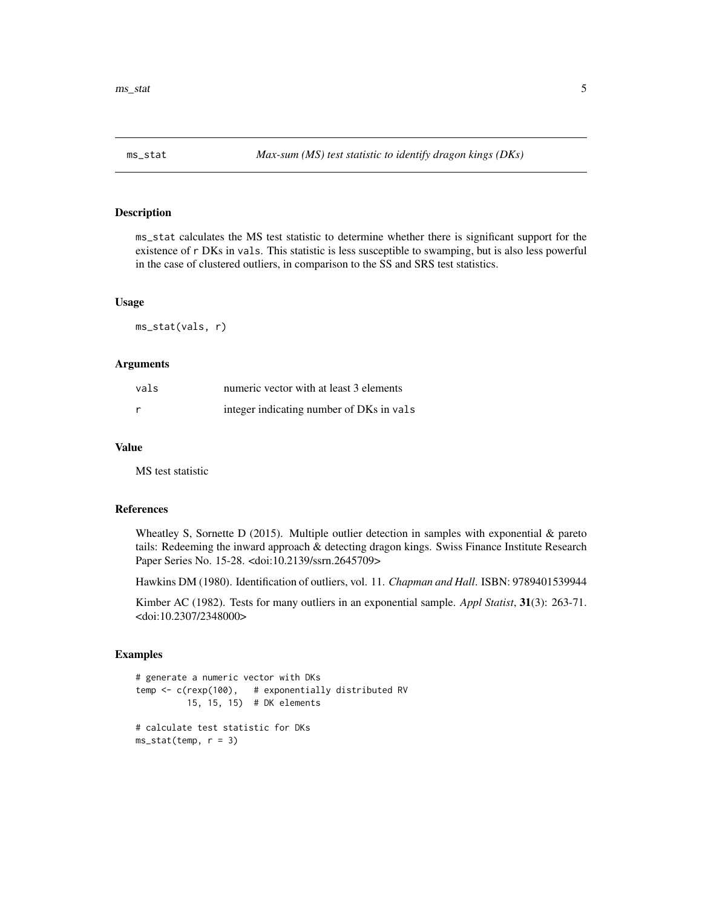## ms_stat — *Max-sum (MS) test statistic to identify dragon kings (DKs)*

### Description

ms_stat calculates the MS test statistic to determine whether there is significant support for the existence of r DKs in vals. This statistic is less susceptible to swamping, but is also less powerful in the case of clustered outliers, in comparison to the SS and SRS test statistics.

### Usage

```
ms_stat(vals, r)
```

### Arguments

| | |
|---|---|
| vals | numeric vector with at least 3 elements |
| r | integer indicating number of DKs in vals |

### Value

MS test statistic

### References

Wheatley S, Sornette D (2015). Multiple outlier detection in samples with exponential & pareto tails: Redeeming the inward approach & detecting dragon kings. Swiss Finance Institute Research Paper Series No. 15-28. <doi:10.2139/ssrn.2645709>

Hawkins DM (1980). Identification of outliers, vol. 11. *Chapman and Hall*. ISBN: 9789401539944

Kimber AC (1982). Tests for many outliers in an exponential sample. *Appl Statist*, **31**(3): 263-71. <doi:10.2307/2348000>

### Examples

```
# generate a numeric vector with DKs
temp <- c(rexp(100),   # exponentially distributed RV
          15, 15, 15)  # DK elements

# calculate test statistic for DKs
ms_stat(temp, r = 3)
```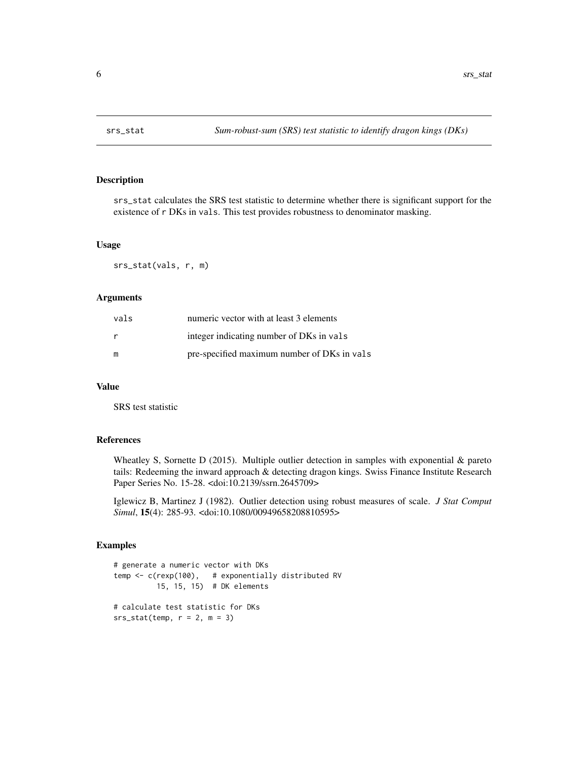# srs_stat — *Sum-robust-sum (SRS) test statistic to identify dragon kings (DKs)*

## Description

srs_stat calculates the SRS test statistic to determine whether there is significant support for the existence of r DKs in vals. This test provides robustness to denominator masking.

## Usage

```
srs_stat(vals, r, m)
```

## Arguments

| | |
|---|---|
| vals | numeric vector with at least 3 elements |
| r | integer indicating number of DKs in vals |
| m | pre-specified maximum number of DKs in vals |

## Value

SRS test statistic

## References

Wheatley S, Sornette D (2015). Multiple outlier detection in samples with exponential & pareto tails: Redeeming the inward approach & detecting dragon kings. Swiss Finance Institute Research Paper Series No. 15-28. <doi:10.2139/ssrn.2645709>

Iglewicz B, Martinez J (1982). Outlier detection using robust measures of scale. *J Stat Comput Simul*, **15**(4): 285-93. <doi:10.1080/00949658208810595>

## Examples

```
# generate a numeric vector with DKs
temp <- c(rexp(100),   # exponentially distributed RV
          15, 15, 15)  # DK elements

# calculate test statistic for DKs
srs_stat(temp, r = 2, m = 3)
```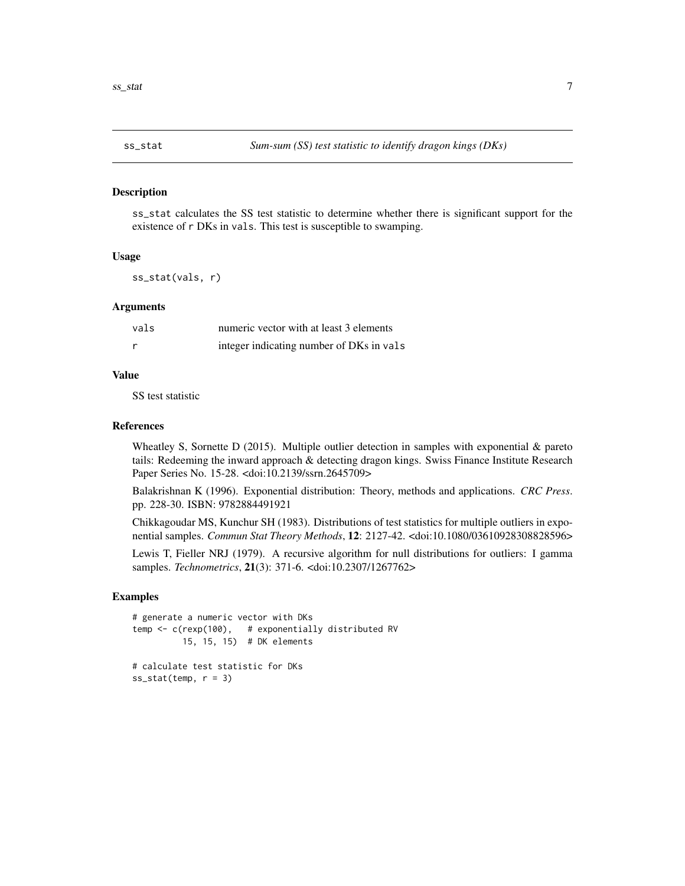## ss_stat — *Sum-sum (SS) test statistic to identify dragon kings (DKs)*

### Description

ss_stat calculates the SS test statistic to determine whether there is significant support for the existence of r DKs in vals. This test is susceptible to swamping.

### Usage

```
ss_stat(vals, r)
```

### Arguments

| | |
|---|---|
| vals | numeric vector with at least 3 elements |
| r | integer indicating number of DKs in vals |

### Value

SS test statistic

### References

Wheatley S, Sornette D (2015). Multiple outlier detection in samples with exponential & pareto tails: Redeeming the inward approach & detecting dragon kings. Swiss Finance Institute Research Paper Series No. 15-28. <doi:10.2139/ssrn.2645709>

Balakrishnan K (1996). Exponential distribution: Theory, methods and applications. *CRC Press*. pp. 228-30. ISBN: 9782884491921

Chikkagoudar MS, Kunchur SH (1983). Distributions of test statistics for multiple outliers in exponential samples. *Commun Stat Theory Methods*, **12**: 2127-42. <doi:10.1080/03610928308828596>

Lewis T, Fieller NRJ (1979). A recursive algorithm for null distributions for outliers: I gamma samples. *Technometrics*, **21**(3): 371-6. <doi:10.2307/1267762>

### Examples

```
# generate a numeric vector with DKs
temp <- c(rexp(100),   # exponentially distributed RV
          15, 15, 15)  # DK elements

# calculate test statistic for DKs
ss_stat(temp, r = 3)
```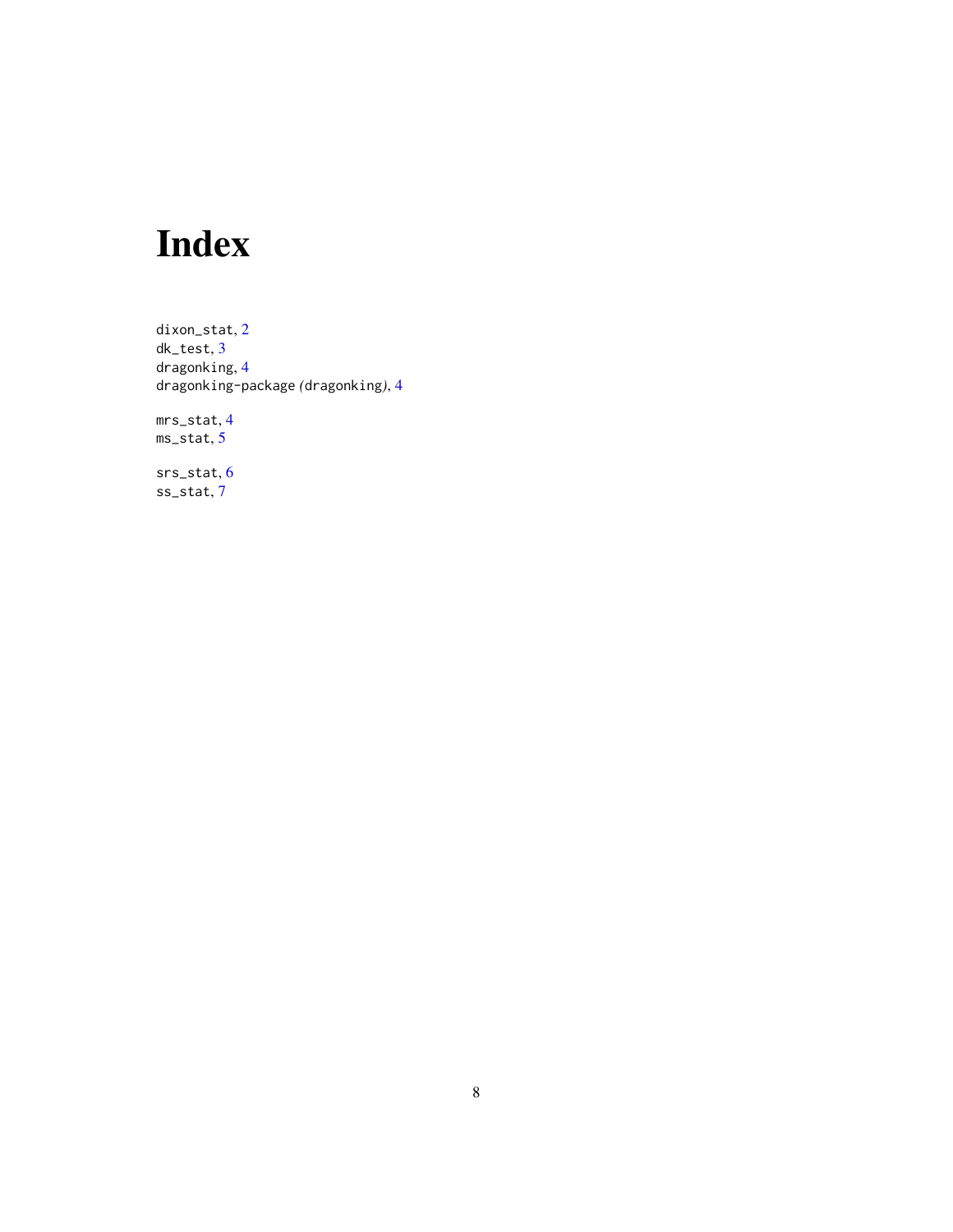# Index

dixon_stat, 2
dk_test, 3
dragonking, 4
dragonking-package (dragonking), 4

mrs_stat, 4
ms_stat, 5

srs_stat, 6
ss_stat, 7